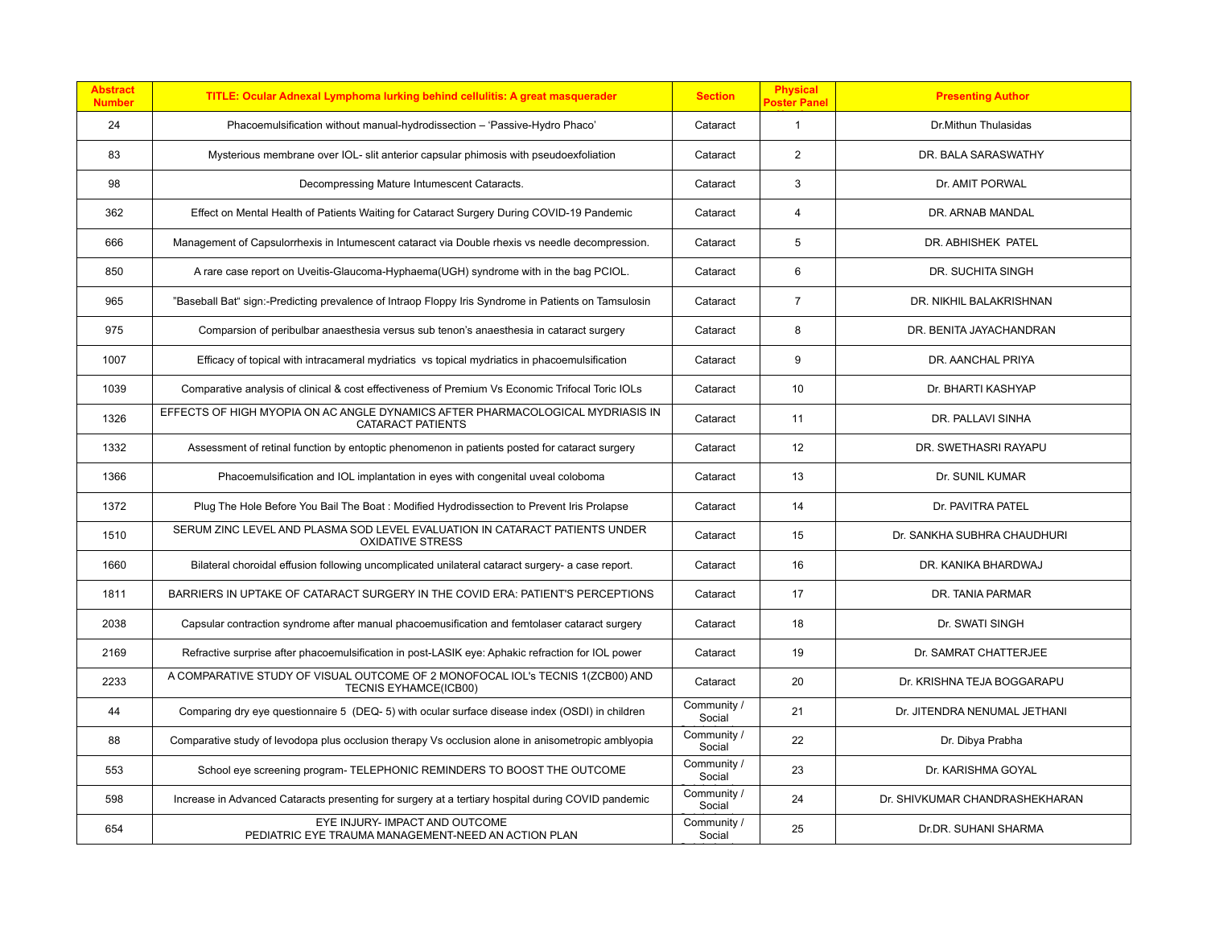| Abstract Number | TITLE: Ocular Adnexal Lymphoma lurking behind cellulitis: A great masquerader | Section | Physical Poster Panel | Presenting Author |
|---|---|---|---|---|
| 24 | Phacoemulsification without manual-hydrodissection – 'Passive-Hydro Phaco' | Cataract | 1 | Dr.Mithun Thulasidas |
| 83 | Mysterious membrane over IOL- slit anterior capsular phimosis with pseudoexfoliation | Cataract | 2 | DR. BALA SARASWATHY |
| 98 | Decompressing Mature Intumescent Cataracts. | Cataract | 3 | Dr. AMIT PORWAL |
| 362 | Effect on Mental Health of Patients Waiting for Cataract Surgery During COVID-19 Pandemic | Cataract | 4 | DR. ARNAB MANDAL |
| 666 | Management of Capsulorrhexis in Intumescent cataract via Double rhexis vs needle decompression. | Cataract | 5 | DR. ABHISHEK PATEL |
| 850 | A rare case report on Uveitis-Glaucoma-Hyphaema(UGH) syndrome with in the bag PCIOL. | Cataract | 6 | DR. SUCHITA SINGH |
| 965 | "Baseball Bat" sign:-Predicting prevalence of Intraop Floppy Iris Syndrome in Patients on Tamsulosin | Cataract | 7 | DR. NIKHIL BALAKRISHNAN |
| 975 | Comparsion of peribulbar anaesthesia versus sub tenon's anaesthesia in cataract surgery | Cataract | 8 | DR. BENITA JAYACHANDRAN |
| 1007 | Efficacy of topical with intracameral mydriatics vs topical mydriatics in phacoemulsification | Cataract | 9 | DR. AANCHAL PRIYA |
| 1039 | Comparative analysis of clinical & cost effectiveness of Premium Vs Economic Trifocal Toric IOLs | Cataract | 10 | Dr. BHARTI KASHYAP |
| 1326 | EFFECTS OF HIGH MYOPIA ON AC ANGLE DYNAMICS AFTER PHARMACOLOGICAL MYDRIASIS IN CATARACT PATIENTS | Cataract | 11 | DR. PALLAVI SINHA |
| 1332 | Assessment of retinal function by entoptic phenomenon in patients posted for cataract surgery | Cataract | 12 | DR. SWETHASRI RAYAPU |
| 1366 | Phacoemulsification and IOL implantation in eyes with congenital uveal coloboma | Cataract | 13 | Dr. SUNIL KUMAR |
| 1372 | Plug The Hole Before You Bail The Boat : Modified Hydrodissection to Prevent Iris Prolapse | Cataract | 14 | Dr. PAVITRA PATEL |
| 1510 | SERUM ZINC LEVEL AND PLASMA SOD LEVEL EVALUATION IN CATARACT PATIENTS UNDER OXIDATIVE STRESS | Cataract | 15 | Dr. SANKHA SUBHRA CHAUDHURI |
| 1660 | Bilateral choroidal effusion following uncomplicated unilateral cataract surgery- a case report. | Cataract | 16 | DR. KANIKA BHARDWAJ |
| 1811 | BARRIERS IN UPTAKE OF CATARACT SURGERY IN THE COVID ERA: PATIENT'S PERCEPTIONS | Cataract | 17 | DR. TANIA PARMAR |
| 2038 | Capsular contraction syndrome after manual phacoemusification and femtolaser cataract surgery | Cataract | 18 | Dr. SWATI SINGH |
| 2169 | Refractive surprise after phacoemulsification in post-LASIK eye: Aphakic refraction for IOL power | Cataract | 19 | Dr. SAMRAT CHATTERJEE |
| 2233 | A COMPARATIVE STUDY OF VISUAL OUTCOME OF 2 MONOFOCAL IOL's TECNIS 1(ZCB00) AND TECNIS EYHAMCE(ICB00) | Cataract | 20 | Dr. KRISHNA TEJA BOGGARAPU |
| 44 | Comparing dry eye questionnaire 5 (DEQ- 5) with ocular surface disease index (OSDI) in children | Community / Social | 21 | Dr. JITENDRA NENUMAL JETHANI |
| 88 | Comparative study of levodopa plus occlusion therapy Vs occlusion alone in anisometropic amblyopia | Community / Social | 22 | Dr. Dibya Prabha |
| 553 | School eye screening program- TELEPHONIC REMINDERS TO BOOST THE OUTCOME | Community / Social | 23 | Dr. KARISHMA GOYAL |
| 598 | Increase in Advanced Cataracts presenting for surgery at a tertiary hospital during COVID pandemic | Community / Social | 24 | Dr. SHIVKUMAR CHANDRASHEKHARAN |
| 654 | EYE INJURY- IMPACT AND OUTCOME PEDIATRIC EYE TRAUMA MANAGEMENT-NEED AN ACTION PLAN | Community / Social | 25 | Dr.DR. SUHANI SHARMA |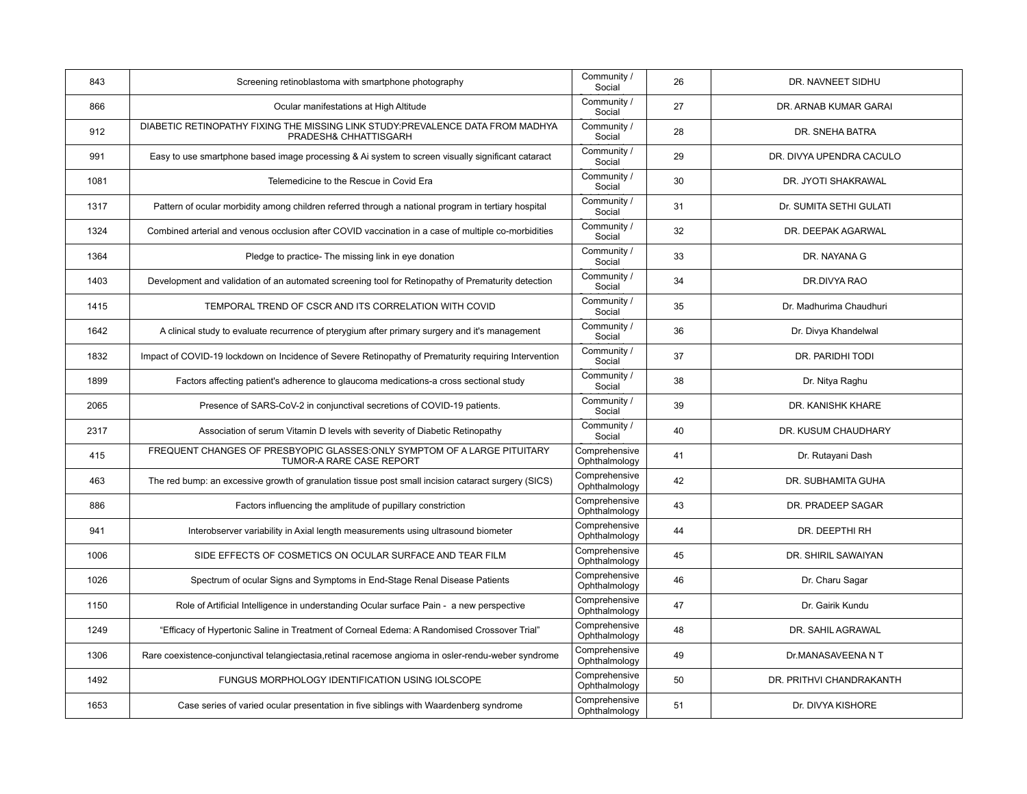| 843 | Screening retinoblastoma with smartphone photography | Community / Social | 26 | DR. NAVNEET SIDHU |
|---|---|---|---|---|
| 866 | Ocular manifestations at High Altitude | Community / Social | 27 | DR. ARNAB KUMAR GARAI |
| 912 | DIABETIC RETINOPATHY FIXING THE MISSING LINK STUDY:PREVALENCE DATA FROM MADHYA PRADESH& CHHATTISGARH | Community / Social | 28 | DR. SNEHA BATRA |
| 991 | Easy to use smartphone based image processing & Ai system to screen visually significant cataract | Community / Social | 29 | DR. DIVYA UPENDRA CACULO |
| 1081 | Telemedicine to the Rescue in Covid Era | Community / Social | 30 | DR. JYOTI SHAKRAWAL |
| 1317 | Pattern of ocular morbidity among children referred through a national program in tertiary hospital | Community / Social | 31 | Dr. SUMITA SETHI GULATI |
| 1324 | Combined arterial and venous occlusion after COVID vaccination in a case of multiple co-morbidities | Community / Social | 32 | DR. DEEPAK AGARWAL |
| 1364 | Pledge to practice- The missing link in eye donation | Community / Social | 33 | DR. NAYANA G |
| 1403 | Development and validation of an automated screening tool for Retinopathy of Prematurity detection | Community / Social | 34 | DR.DIVYA RAO |
| 1415 | TEMPORAL TREND OF CSCR AND ITS CORRELATION WITH COVID | Community / Social | 35 | Dr. Madhurima Chaudhuri |
| 1642 | A clinical study to evaluate recurrence of pterygium after primary surgery and it's management | Community / Social | 36 | Dr. Divya Khandelwal |
| 1832 | Impact of COVID-19 lockdown on Incidence of Severe Retinopathy of Prematurity requiring Intervention | Community / Social | 37 | DR. PARIDHI TODI |
| 1899 | Factors affecting patient's adherence to glaucoma medications-a cross sectional study | Community / Social | 38 | Dr. Nitya Raghu |
| 2065 | Presence of SARS-CoV-2 in conjunctival secretions of COVID-19 patients. | Community / Social | 39 | DR. KANISHK KHARE |
| 2317 | Association of serum Vitamin D levels with severity of Diabetic Retinopathy | Community / Social | 40 | DR. KUSUM CHAUDHARY |
| 415 | FREQUENT CHANGES OF PRESBYOPIC GLASSES:ONLY SYMPTOM OF A LARGE PITUITARY TUMOR-A RARE CASE REPORT | Comprehensive Ophthalmology | 41 | Dr. Rutayani Dash |
| 463 | The red bump: an excessive growth of granulation tissue post small incision cataract surgery (SICS) | Comprehensive Ophthalmology | 42 | DR. SUBHAMITA GUHA |
| 886 | Factors influencing the amplitude of pupillary constriction | Comprehensive Ophthalmology | 43 | DR. PRADEEP SAGAR |
| 941 | Interobserver variability in Axial length measurements using ultrasound biometer | Comprehensive Ophthalmology | 44 | DR. DEEPTHI RH |
| 1006 | SIDE EFFECTS OF COSMETICS ON OCULAR SURFACE AND TEAR FILM | Comprehensive Ophthalmology | 45 | DR. SHIRIL SAWAIYAN |
| 1026 | Spectrum of ocular Signs and Symptoms in End-Stage Renal Disease Patients | Comprehensive Ophthalmology | 46 | Dr. Charu Sagar |
| 1150 | Role of Artificial Intelligence in understanding Ocular surface Pain - a new perspective | Comprehensive Ophthalmology | 47 | Dr. Gairik Kundu |
| 1249 | "Efficacy of Hypertonic Saline in Treatment of Corneal Edema: A Randomised Crossover Trial" | Comprehensive Ophthalmology | 48 | DR. SAHIL AGRAWAL |
| 1306 | Rare coexistence-conjunctival telangiectasia,retinal racemose angioma in osler-rendu-weber syndrome | Comprehensive Ophthalmology | 49 | Dr.MANASAVEENA N T |
| 1492 | FUNGUS MORPHOLOGY IDENTIFICATION USING IOLSCOPE | Comprehensive Ophthalmology | 50 | DR. PRITHVI CHANDRAKANTH |
| 1653 | Case series of varied ocular presentation in five siblings with Waardenberg syndrome | Comprehensive Ophthalmology | 51 | Dr. DIVYA KISHORE |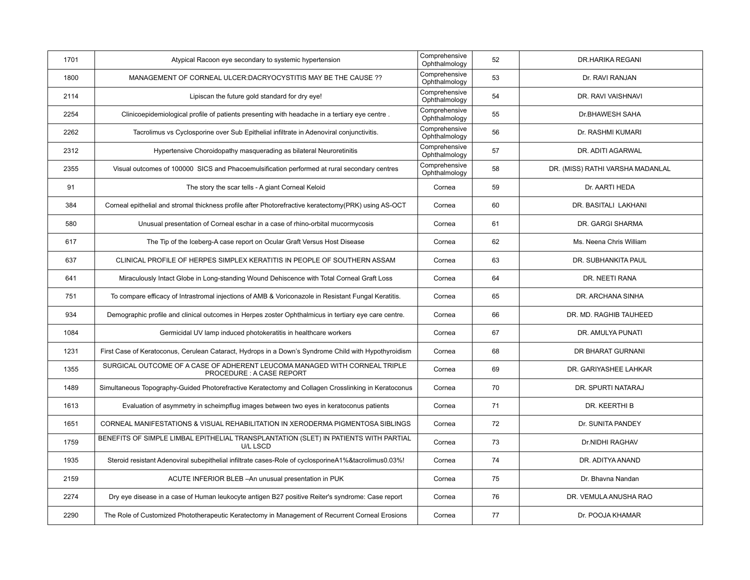| | | | | |
|---|---|---|---|---|
| 1701 | Atypical Racoon eye secondary to systemic hypertension | Comprehensive Ophthalmology | 52 | DR.HARIKA REGANI |
| 1800 | MANAGEMENT OF CORNEAL ULCER:DACRYOCYSTITIS MAY BE THE CAUSE ?? | Comprehensive Ophthalmology | 53 | Dr. RAVI RANJAN |
| 2114 | Lipiscan the future gold standard for dry eye! | Comprehensive Ophthalmology | 54 | DR. RAVI VAISHNAVI |
| 2254 | Clinicoepidemiological profile of patients presenting with headache in a tertiary eye centre . | Comprehensive Ophthalmology | 55 | Dr.BHAWESH SAHA |
| 2262 | Tacrolimus vs Cyclosporine over Sub Epithelial infiltrate in Adenoviral conjunctivitis. | Comprehensive Ophthalmology | 56 | Dr. RASHMI KUMARI |
| 2312 | Hypertensive Choroidopathy masquerading as bilateral Neuroretinitis | Comprehensive Ophthalmology | 57 | DR. ADITI AGARWAL |
| 2355 | Visual outcomes of 100000 SICS and Phacoemulsification performed at rural secondary centres | Comprehensive Ophthalmology | 58 | DR. (MISS) RATHI VARSHA MADANLAL |
| 91 | The story the scar tells - A giant Corneal Keloid | Cornea | 59 | Dr. AARTI HEDA |
| 384 | Corneal epithelial and stromal thickness profile after Photorefractive keratectomy(PRK) using AS-OCT | Cornea | 60 | DR. BASITALI LAKHANI |
| 580 | Unusual presentation of Corneal eschar in a case of rhino-orbital mucormycosis | Cornea | 61 | DR. GARGI SHARMA |
| 617 | The Tip of the Iceberg-A case report on Ocular Graft Versus Host Disease | Cornea | 62 | Ms. Neena Chris William |
| 637 | CLINICAL PROFILE OF HERPES SIMPLEX KERATITIS IN PEOPLE OF SOUTHERN ASSAM | Cornea | 63 | DR. SUBHANKITA PAUL |
| 641 | Miraculously Intact Globe in Long-standing Wound Dehiscence with Total Corneal Graft Loss | Cornea | 64 | DR. NEETI RANA |
| 751 | To compare efficacy of Intrastromal injections of AMB & Voriconazole in Resistant Fungal Keratitis. | Cornea | 65 | DR. ARCHANA SINHA |
| 934 | Demographic profile and clinical outcomes in Herpes zoster Ophthalmicus in tertiary eye care centre. | Cornea | 66 | DR. MD. RAGHIB TAUHEED |
| 1084 | Germicidal UV lamp induced photokeratitis in healthcare workers | Cornea | 67 | DR. AMULYA PUNATI |
| 1231 | First Case of Keratoconus, Cerulean Cataract, Hydrops in a Down's Syndrome Child with Hypothyroidism | Cornea | 68 | DR BHARAT GURNANI |
| 1355 | SURGICAL OUTCOME OF A CASE OF ADHERENT LEUCOMA MANAGED WITH CORNEAL TRIPLE PROCEDURE : A CASE REPORT | Cornea | 69 | DR. GARIYASHEE LAHKAR |
| 1489 | Simultaneous Topography-Guided Photorefractive Keratectomy and Collagen Crosslinking in Keratoconus | Cornea | 70 | DR. SPURTI NATARAJ |
| 1613 | Evaluation of asymmetry in scheimpflug images between two eyes in keratoconus patients | Cornea | 71 | DR. KEERTHI B |
| 1651 | CORNEAL MANIFESTATIONS & VISUAL REHABILITATION IN XERODERMA PIGMENTOSA SIBLINGS | Cornea | 72 | Dr. SUNITA PANDEY |
| 1759 | BENEFITS OF SIMPLE LIMBAL EPITHELIAL TRANSPLANTATION (SLET) IN PATIENTS WITH PARTIAL U/L LSCD | Cornea | 73 | Dr.NIDHI RAGHAV |
| 1935 | Steroid resistant Adenoviral subepithelial infiltrate cases-Role of cyclosporineA1%&tacrolimus0.03%! | Cornea | 74 | DR. ADITYA ANAND |
| 2159 | ACUTE INFERIOR BLEB –An unusual presentation in PUK | Cornea | 75 | Dr. Bhavna Nandan |
| 2274 | Dry eye disease in a case of Human leukocyte antigen B27 positive Reiter's syndrome: Case report | Cornea | 76 | DR. VEMULA ANUSHA RAO |
| 2290 | The Role of Customized Phototherapeutic Keratectomy in Management of Recurrent Corneal Erosions | Cornea | 77 | Dr. POOJA KHAMAR |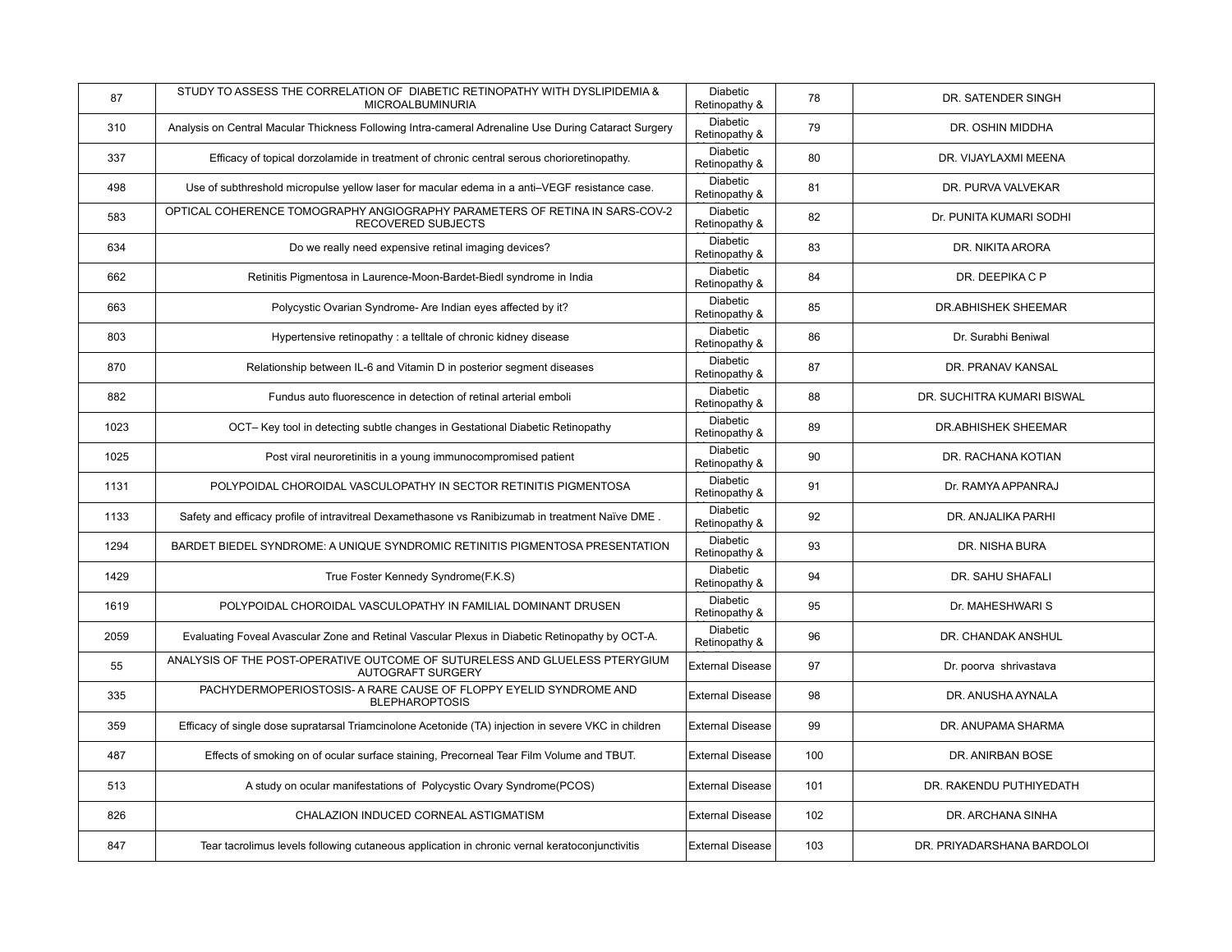| | | | | |
|---|---|---|---|---|
| 87 | STUDY TO ASSESS THE CORRELATION OF DIABETIC RETINOPATHY WITH DYSLIPIDEMIA & MICROALBUMINURIA | Diabetic Retinopathy & | 78 | DR. SATENDER SINGH |
| 310 | Analysis on Central Macular Thickness Following Intra-cameral Adrenaline Use During Cataract Surgery | Diabetic Retinopathy & | 79 | DR. OSHIN MIDDHA |
| 337 | Efficacy of topical dorzolamide in treatment of chronic central serous chorioretinopathy. | Diabetic Retinopathy & | 80 | DR. VIJAYLAXMI MEENA |
| 498 | Use of subthreshold micropulse yellow laser for macular edema in a anti–VEGF resistance case. | Diabetic Retinopathy & | 81 | DR. PURVA VALVEKAR |
| 583 | OPTICAL COHERENCE TOMOGRAPHY ANGIOGRAPHY PARAMETERS OF RETINA IN SARS-COV-2 RECOVERED SUBJECTS | Diabetic Retinopathy & | 82 | Dr. PUNITA KUMARI SODHI |
| 634 | Do we really need expensive retinal imaging devices? | Diabetic Retinopathy & | 83 | DR. NIKITA ARORA |
| 662 | Retinitis Pigmentosa in Laurence-Moon-Bardet-Biedl syndrome in India | Diabetic Retinopathy & | 84 | DR. DEEPIKA C P |
| 663 | Polycystic Ovarian Syndrome- Are Indian eyes affected by it? | Diabetic Retinopathy & | 85 | DR.ABHISHEK SHEEMAR |
| 803 | Hypertensive retinopathy : a telltale of chronic kidney disease | Diabetic Retinopathy & | 86 | Dr. Surabhi Beniwal |
| 870 | Relationship between IL-6 and Vitamin D in posterior segment diseases | Diabetic Retinopathy & | 87 | DR. PRANAV KANSAL |
| 882 | Fundus auto fluorescence in detection of retinal arterial emboli | Diabetic Retinopathy & | 88 | DR. SUCHITRA KUMARI BISWAL |
| 1023 | OCT– Key tool in detecting subtle changes in Gestational Diabetic Retinopathy | Diabetic Retinopathy & | 89 | DR.ABHISHEK SHEEMAR |
| 1025 | Post viral neuroretinitis in a young immunocompromised patient | Diabetic Retinopathy & | 90 | DR. RACHANA KOTIAN |
| 1131 | POLYPOIDAL CHOROIDAL VASCULOPATHY IN SECTOR RETINITIS PIGMENTOSA | Diabetic Retinopathy & | 91 | Dr. RAMYA APPANRAJ |
| 1133 | Safety and efficacy profile of intravitreal Dexamethasone vs Ranibizumab in treatment Naïve DME . | Diabetic Retinopathy & | 92 | DR. ANJALIKA PARHI |
| 1294 | BARDET BIEDEL SYNDROME: A UNIQUE SYNDROMIC RETINITIS PIGMENTOSA PRESENTATION | Diabetic Retinopathy & | 93 | DR. NISHA BURA |
| 1429 | True Foster Kennedy Syndrome(F.K.S) | Diabetic Retinopathy & | 94 | DR. SAHU SHAFALI |
| 1619 | POLYPOIDAL CHOROIDAL VASCULOPATHY IN FAMILIAL DOMINANT DRUSEN | Diabetic Retinopathy & | 95 | Dr. MAHESHWARI S |
| 2059 | Evaluating Foveal Avascular Zone and Retinal Vascular Plexus in Diabetic Retinopathy by OCT-A. | Diabetic Retinopathy & | 96 | DR. CHANDAK ANSHUL |
| 55 | ANALYSIS OF THE POST-OPERATIVE OUTCOME OF SUTURELESS AND GLUELESS PTERYGIUM AUTOGRAFT SURGERY | External Disease | 97 | Dr. poorva shrivastava |
| 335 | PACHYDERMOPERIOSTOSIS- A RARE CAUSE OF FLOPPY EYELID SYNDROME AND BLEPHAROPTOSIS | External Disease | 98 | DR. ANUSHA AYNALA |
| 359 | Efficacy of single dose supratarsal Triamcinolone Acetonide (TA) injection in severe VKC in children | External Disease | 99 | DR. ANUPAMA SHARMA |
| 487 | Effects of smoking on of ocular surface staining, Precorneal Tear Film Volume and TBUT. | External Disease | 100 | DR. ANIRBAN BOSE |
| 513 | A study on ocular manifestations of Polycystic Ovary Syndrome(PCOS) | External Disease | 101 | DR. RAKENDU PUTHIYEDATH |
| 826 | CHALAZION INDUCED CORNEAL ASTIGMATISM | External Disease | 102 | DR. ARCHANA SINHA |
| 847 | Tear tacrolimus levels following cutaneous application in chronic vernal keratoconjunctivitis | External Disease | 103 | DR. PRIYADARSHANA BARDOLOI |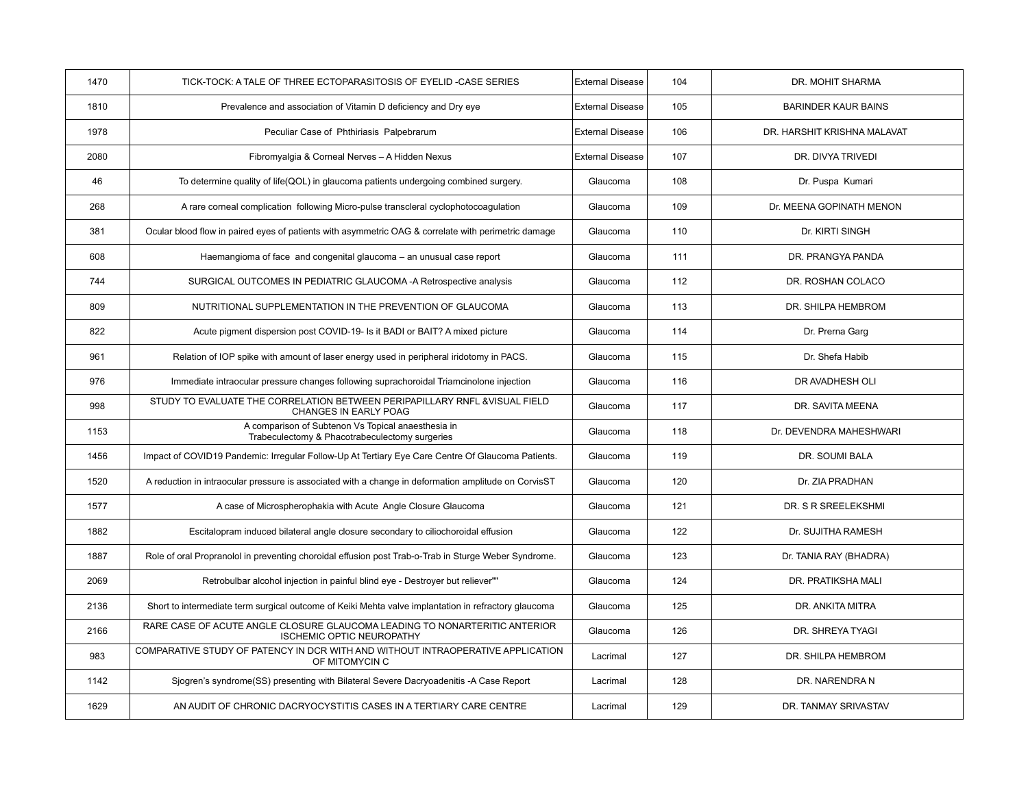| | | | | |
|---|---|---|---|---|
| 1470 | TICK-TOCK: A TALE OF THREE ECTOPARASITOSIS OF EYELID -CASE SERIES | External Disease | 104 | DR. MOHIT SHARMA |
| 1810 | Prevalence and association of Vitamin D deficiency and Dry eye | External Disease | 105 | BARINDER KAUR BAINS |
| 1978 | Peculiar Case of Phthiriasis Palpebrarum | External Disease | 106 | DR. HARSHIT KRISHNA MALAVAT |
| 2080 | Fibromyalgia & Corneal Nerves – A Hidden Nexus | External Disease | 107 | DR. DIVYA TRIVEDI |
| 46 | To determine quality of life(QOL) in glaucoma patients undergoing combined surgery. | Glaucoma | 108 | Dr. Puspa Kumari |
| 268 | A rare corneal complication following Micro-pulse transcleral cyclophotocoagulation | Glaucoma | 109 | Dr. MEENA GOPINATH MENON |
| 381 | Ocular blood flow in paired eyes of patients with asymmetric OAG & correlate with perimetric damage | Glaucoma | 110 | Dr. KIRTI SINGH |
| 608 | Haemangioma of face and congenital glaucoma – an unusual case report | Glaucoma | 111 | DR. PRANGYA PANDA |
| 744 | SURGICAL OUTCOMES IN PEDIATRIC GLAUCOMA -A Retrospective analysis | Glaucoma | 112 | DR. ROSHAN COLACO |
| 809 | NUTRITIONAL SUPPLEMENTATION IN THE PREVENTION OF GLAUCOMA | Glaucoma | 113 | DR. SHILPA HEMBROM |
| 822 | Acute pigment dispersion post COVID-19- Is it BADI or BAIT? A mixed picture | Glaucoma | 114 | Dr. Prerna Garg |
| 961 | Relation of IOP spike with amount of laser energy used in peripheral iridotomy in PACS. | Glaucoma | 115 | Dr. Shefa Habib |
| 976 | Immediate intraocular pressure changes following suprachoroidal Triamcinolone injection | Glaucoma | 116 | DR AVADHESH OLI |
| 998 | STUDY TO EVALUATE THE CORRELATION BETWEEN PERIPAPILLARY RNFL &VISUAL FIELD CHANGES IN EARLY POAG | Glaucoma | 117 | DR. SAVITA MEENA |
| 1153 | A comparison of Subtenon Vs Topical anaesthesia in Trabeculectomy & Phacotrabeculectomy surgeries | Glaucoma | 118 | Dr. DEVENDRA MAHESHWARI |
| 1456 | Impact of COVID19 Pandemic: Irregular Follow-Up At Tertiary Eye Care Centre Of Glaucoma Patients. | Glaucoma | 119 | DR. SOUMI BALA |
| 1520 | A reduction in intraocular pressure is associated with a change in deformation amplitude on CorvisST | Glaucoma | 120 | Dr. ZIA PRADHAN |
| 1577 | A case of Microspherophakia with Acute Angle Closure Glaucoma | Glaucoma | 121 | DR. S R SREELEKSHMI |
| 1882 | Escitalopram induced bilateral angle closure secondary to ciliochoroidal effusion | Glaucoma | 122 | Dr. SUJITHA RAMESH |
| 1887 | Role of oral Propranolol in preventing choroidal effusion post Trab-o-Trab in Sturge Weber Syndrome. | Glaucoma | 123 | Dr. TANIA RAY (BHADRA) |
| 2069 | Retrobulbar alcohol injection in painful blind eye - Destroyer but reliever"" | Glaucoma | 124 | DR. PRATIKSHA MALI |
| 2136 | Short to intermediate term surgical outcome of Keiki Mehta valve implantation in refractory glaucoma | Glaucoma | 125 | DR. ANKITA MITRA |
| 2166 | RARE CASE OF ACUTE ANGLE CLOSURE GLAUCOMA LEADING TO NONARTERITIC ANTERIOR ISCHEMIC OPTIC NEUROPATHY | Glaucoma | 126 | DR. SHREYA TYAGI |
| 983 | COMPARATIVE STUDY OF PATENCY IN DCR WITH AND WITHOUT INTRAOPERATIVE APPLICATION OF MITOMYCIN C | Lacrimal | 127 | DR. SHILPA HEMBROM |
| 1142 | Sjogren's syndrome(SS) presenting with Bilateral Severe Dacryoadenitis -A Case Report | Lacrimal | 128 | DR. NARENDRA N |
| 1629 | AN AUDIT OF CHRONIC DACRYOCYSTITIS CASES IN A TERTIARY CARE CENTRE | Lacrimal | 129 | DR. TANMAY SRIVASTAV |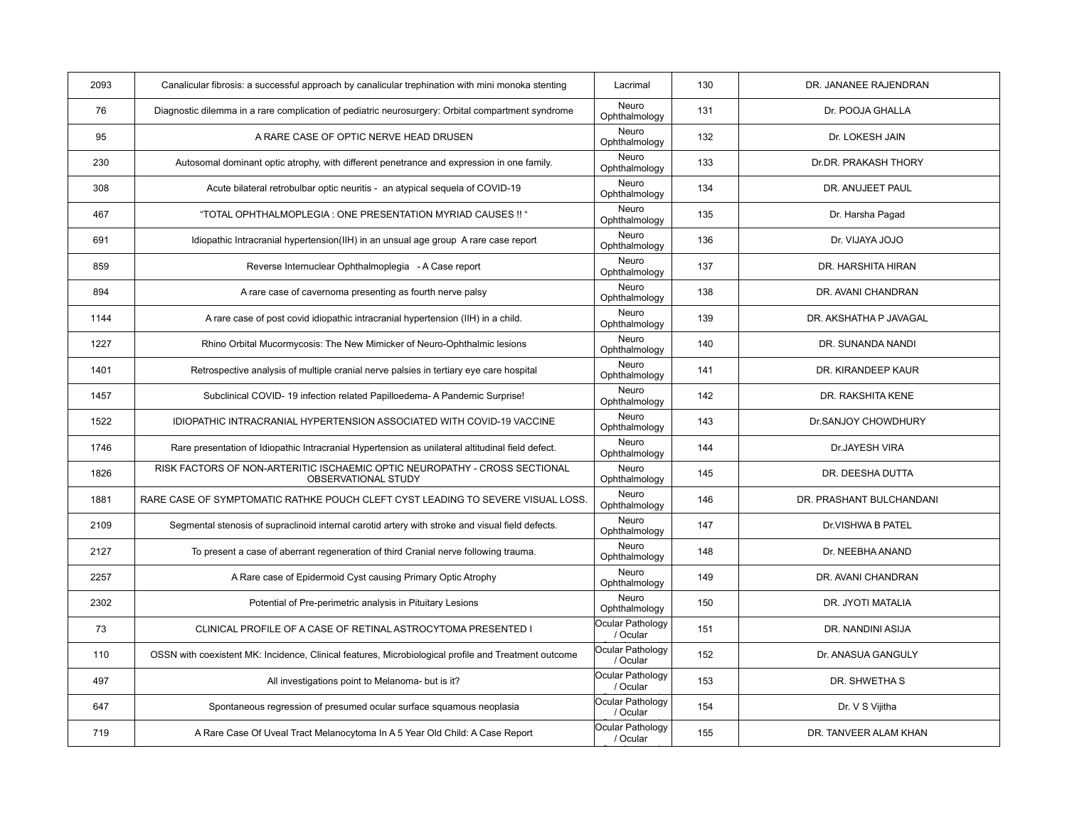| | | | | |
|---|---|---|---|---|
| 2093 | Canalicular fibrosis: a successful approach by canalicular trephination with mini monoka stenting | Lacrimal | 130 | DR. JANANEE RAJENDRAN |
| 76 | Diagnostic dilemma in a rare complication of pediatric neurosurgery: Orbital compartment syndrome | Neuro Ophthalmology | 131 | Dr. POOJA GHALLA |
| 95 | A RARE CASE OF OPTIC NERVE HEAD DRUSEN | Neuro Ophthalmology | 132 | Dr. LOKESH JAIN |
| 230 | Autosomal dominant optic atrophy, with different penetrance and expression in one family. | Neuro Ophthalmology | 133 | Dr.DR. PRAKASH THORY |
| 308 | Acute bilateral retrobulbar optic neuritis - an atypical sequela of COVID-19 | Neuro Ophthalmology | 134 | DR. ANUJEET PAUL |
| 467 | "TOTAL OPHTHALMOPLEGIA : ONE PRESENTATION MYRIAD CAUSES !! " | Neuro Ophthalmology | 135 | Dr. Harsha Pagad |
| 691 | Idiopathic Intracranial hypertension(IIH) in an unsual age group A rare case report | Neuro Ophthalmology | 136 | Dr. VIJAYA JOJO |
| 859 | Reverse Internuclear Ophthalmoplegia - A Case report | Neuro Ophthalmology | 137 | DR. HARSHITA HIRAN |
| 894 | A rare case of cavernoma presenting as fourth nerve palsy | Neuro Ophthalmology | 138 | DR. AVANI CHANDRAN |
| 1144 | A rare case of post covid idiopathic intracranial hypertension (IIH) in a child. | Neuro Ophthalmology | 139 | DR. AKSHATHA P JAVAGAL |
| 1227 | Rhino Orbital Mucormycosis: The New Mimicker of Neuro-Ophthalmic lesions | Neuro Ophthalmology | 140 | DR. SUNANDA NANDI |
| 1401 | Retrospective analysis of multiple cranial nerve palsies in tertiary eye care hospital | Neuro Ophthalmology | 141 | DR. KIRANDEEP KAUR |
| 1457 | Subclinical COVID- 19 infection related Papilloedema- A Pandemic Surprise! | Neuro Ophthalmology | 142 | DR. RAKSHITA KENE |
| 1522 | IDIOPATHIC INTRACRANIAL HYPERTENSION ASSOCIATED WITH COVID-19 VACCINE | Neuro Ophthalmology | 143 | Dr.SANJOY CHOWDHURY |
| 1746 | Rare presentation of Idiopathic Intracranial Hypertension as unilateral altitudinal field defect. | Neuro Ophthalmology | 144 | Dr.JAYESH VIRA |
| 1826 | RISK FACTORS OF NON-ARTERITIC ISCHAEMIC OPTIC NEUROPATHY - CROSS SECTIONAL OBSERVATIONAL STUDY | Neuro Ophthalmology | 145 | DR. DEESHA DUTTA |
| 1881 | RARE CASE OF SYMPTOMATIC RATHKE POUCH CLEFT CYST LEADING TO SEVERE VISUAL LOSS. | Neuro Ophthalmology | 146 | DR. PRASHANT BULCHANDANI |
| 2109 | Segmental stenosis of supraclinoid internal carotid artery with stroke and visual field defects. | Neuro Ophthalmology | 147 | Dr.VISHWA B PATEL |
| 2127 | To present a case of aberrant regeneration of third Cranial nerve following trauma. | Neuro Ophthalmology | 148 | Dr. NEEBHA ANAND |
| 2257 | A Rare case of Epidermoid Cyst causing Primary Optic Atrophy | Neuro Ophthalmology | 149 | DR. AVANI CHANDRAN |
| 2302 | Potential of Pre-perimetric analysis in Pituitary Lesions | Neuro Ophthalmology | 150 | DR. JYOTI MATALIA |
| 73 | CLINICAL PROFILE OF A CASE OF RETINAL ASTROCYTOMA PRESENTED I | Ocular Pathology / Ocular | 151 | DR. NANDINI ASIJA |
| 110 | OSSN with coexistent MK: Incidence, Clinical features, Microbiological profile and Treatment outcome | Ocular Pathology / Ocular | 152 | Dr. ANASUA GANGULY |
| 497 | All investigations point to Melanoma- but is it? | Ocular Pathology / Ocular | 153 | DR. SHWETHA S |
| 647 | Spontaneous regression of presumed ocular surface squamous neoplasia | Ocular Pathology / Ocular | 154 | Dr. V S Vijitha |
| 719 | A Rare Case Of Uveal Tract Melanocytoma In A 5 Year Old Child: A Case Report | Ocular Pathology / Ocular | 155 | DR. TANVEER ALAM KHAN |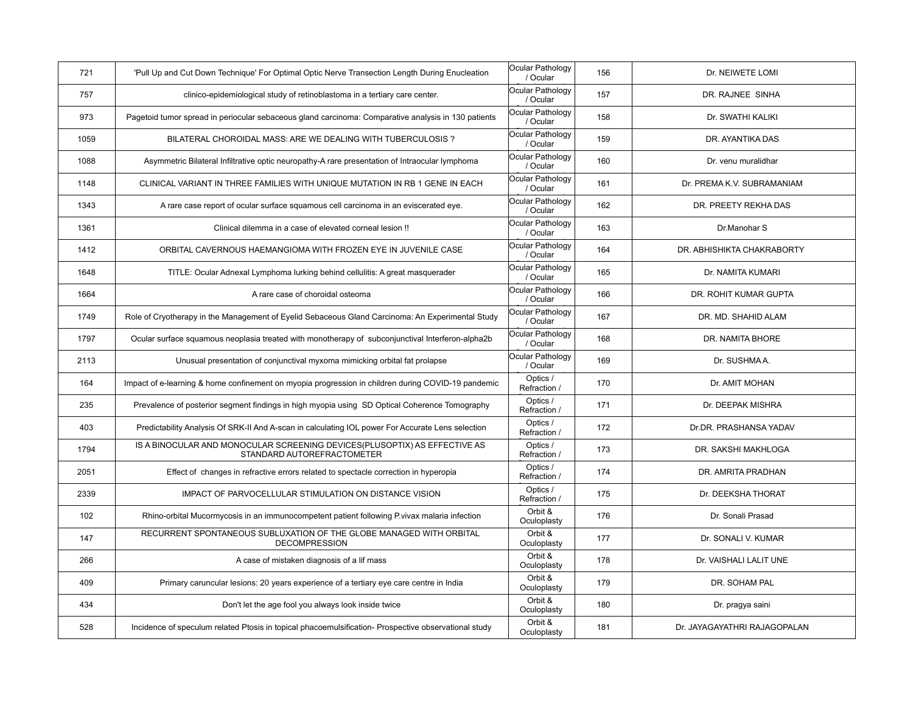| | | | | |
|---|---|---|---|---|
| 721 | 'Pull Up and Cut Down Technique' For Optimal Optic Nerve Transection Length During Enucleation | Ocular Pathology / Ocular | 156 | Dr. NEIWETE LOMI |
| 757 | clinico-epidemiological study of retinoblastoma in a tertiary care center. | Ocular Pathology / Ocular | 157 | DR. RAJNEE SINHA |
| 973 | Pagetoid tumor spread in periocular sebaceous gland carcinoma: Comparative analysis in 130 patients | Ocular Pathology / Ocular | 158 | Dr. SWATHI KALIKI |
| 1059 | BILATERAL CHOROIDAL MASS: ARE WE DEALING WITH TUBERCULOSIS ? | Ocular Pathology / Ocular | 159 | DR. AYANTIKA DAS |
| 1088 | Asymmetric Bilateral Infiltrative optic neuropathy-A rare presentation of Intraocular lymphoma | Ocular Pathology / Ocular | 160 | Dr. venu muralidhar |
| 1148 | CLINICAL VARIANT IN THREE FAMILIES WITH UNIQUE MUTATION IN RB 1 GENE IN EACH | Ocular Pathology / Ocular | 161 | Dr. PREMA K.V. SUBRAMANIAM |
| 1343 | A rare case report of ocular surface squamous cell carcinoma in an eviscerated eye. | Ocular Pathology / Ocular | 162 | DR. PREETY REKHA DAS |
| 1361 | Clinical dilemma in a case of elevated corneal lesion !! | Ocular Pathology / Ocular | 163 | Dr.Manohar S |
| 1412 | ORBITAL CAVERNOUS HAEMANGIOMA WITH FROZEN EYE IN JUVENILE CASE | Ocular Pathology / Ocular | 164 | DR. ABHISHIKTA CHAKRABORTY |
| 1648 | TITLE: Ocular Adnexal Lymphoma lurking behind cellulitis: A great masquerader | Ocular Pathology / Ocular | 165 | Dr. NAMITA KUMARI |
| 1664 | A rare case of choroidal osteoma | Ocular Pathology / Ocular | 166 | DR. ROHIT KUMAR GUPTA |
| 1749 | Role of Cryotherapy in the Management of Eyelid Sebaceous Gland Carcinoma: An Experimental Study | Ocular Pathology / Ocular | 167 | DR. MD. SHAHID ALAM |
| 1797 | Ocular surface squamous neoplasia treated with monotherapy of subconjunctival Interferon-alpha2b | Ocular Pathology / Ocular | 168 | DR. NAMITA BHORE |
| 2113 | Unusual presentation of conjunctival myxoma mimicking orbital fat prolapse | Ocular Pathology / Ocular | 169 | Dr. SUSHMA A. |
| 164 | Impact of e-learning & home confinement on myopia progression in children during COVID-19 pandemic | Optics / Refraction / | 170 | Dr. AMIT MOHAN |
| 235 | Prevalence of posterior segment findings in high myopia using SD Optical Coherence Tomography | Optics / Refraction / | 171 | Dr. DEEPAK MISHRA |
| 403 | Predictability Analysis Of SRK-II And A-scan in calculating IOL power For Accurate Lens selection | Optics / Refraction / | 172 | Dr.DR. PRASHANSA YADAV |
| 1794 | IS A BINOCULAR AND MONOCULAR SCREENING DEVICES(PLUSOPTIX) AS EFFECTIVE AS STANDARD AUTOREFRACTOMETER | Optics / Refraction / | 173 | DR. SAKSHI MAKHLOGA |
| 2051 | Effect of changes in refractive errors related to spectacle correction in hyperopia | Optics / Refraction / | 174 | DR. AMRITA PRADHAN |
| 2339 | IMPACT OF PARVOCELLULAR STIMULATION ON DISTANCE VISION | Optics / Refraction / | 175 | Dr. DEEKSHA THORAT |
| 102 | Rhino-orbital Mucormycosis in an immunocompetent patient following P.vivax malaria infection | Orbit & Oculoplasty | 176 | Dr. Sonali Prasad |
| 147 | RECURRENT SPONTANEOUS SUBLUXATION OF THE GLOBE MANAGED WITH ORBITAL DECOMPRESSION | Orbit & Oculoplasty | 177 | Dr. SONALI V. KUMAR |
| 266 | A case of mistaken diagnosis of a lif mass | Orbit & Oculoplasty | 178 | Dr. VAISHALI LALIT UNE |
| 409 | Primary caruncular lesions: 20 years experience of a tertiary eye care centre in India | Orbit & Oculoplasty | 179 | DR. SOHAM PAL |
| 434 | Don't let the age fool you always look inside twice | Orbit & Oculoplasty | 180 | Dr. pragya saini |
| 528 | Incidence of speculum related Ptosis in topical phacoemulsification- Prospective observational study | Orbit & Oculoplasty | 181 | Dr. JAYAGAYATHRI RAJAGOPALAN |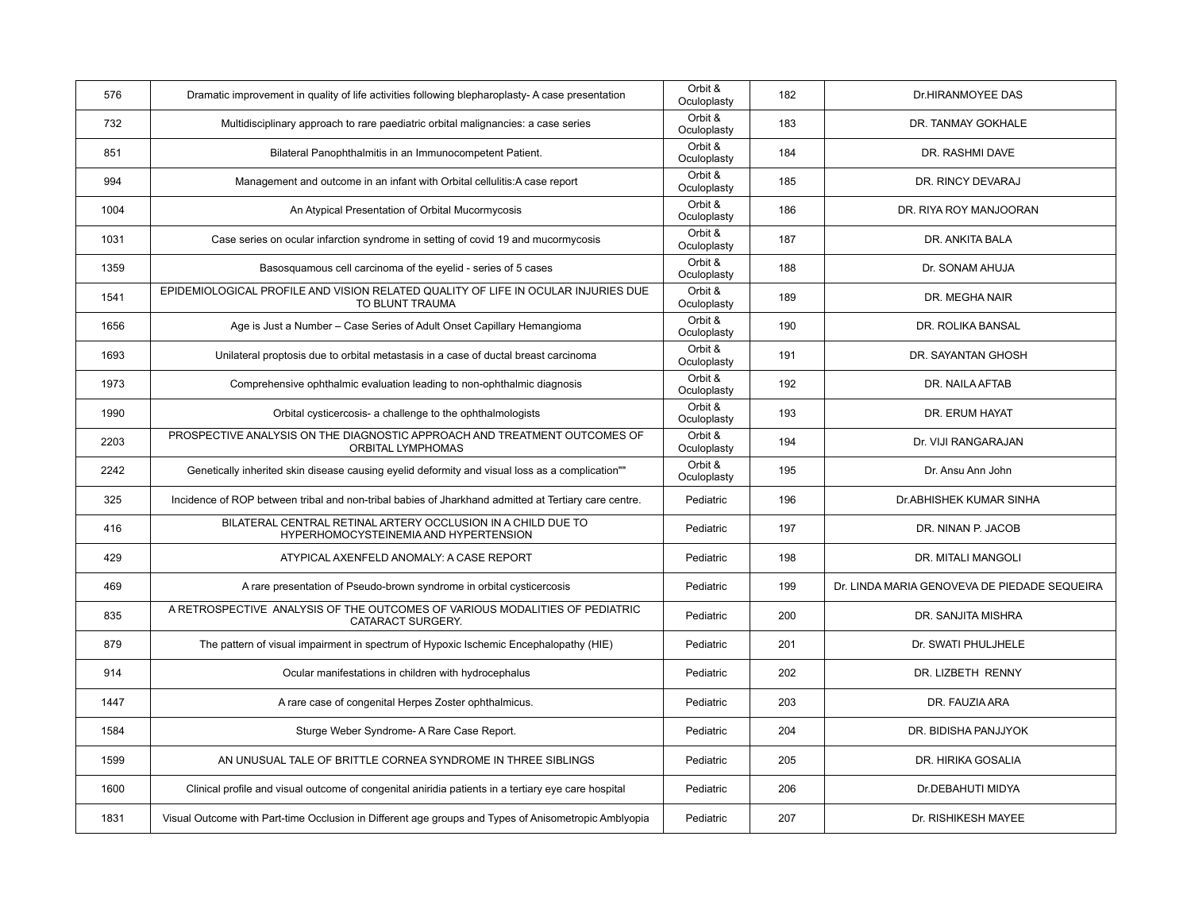| 576 | Dramatic improvement in quality of life activities following blepharoplasty- A case presentation | Orbit & Oculoplasty | 182 | Dr.HIRANMOYEE DAS |
|---|---|---|---|---|
| 732 | Multidisciplinary approach to rare paediatric orbital malignancies: a case series | Orbit & Oculoplasty | 183 | DR. TANMAY GOKHALE |
| 851 | Bilateral Panophthalmitis in an Immunocompetent Patient. | Orbit & Oculoplasty | 184 | DR. RASHMI DAVE |
| 994 | Management and outcome in an infant with Orbital cellulitis:A case report | Orbit & Oculoplasty | 185 | DR. RINCY DEVARAJ |
| 1004 | An Atypical Presentation of Orbital Mucormycosis | Orbit & Oculoplasty | 186 | DR. RIYA ROY MANJOORAN |
| 1031 | Case series on ocular infarction syndrome in setting of covid 19 and mucormycosis | Orbit & Oculoplasty | 187 | DR. ANKITA BALA |
| 1359 | Basosquamous cell carcinoma of the eyelid - series of 5 cases | Orbit & Oculoplasty | 188 | Dr. SONAM AHUJA |
| 1541 | EPIDEMIOLOGICAL PROFILE AND VISION RELATED QUALITY OF LIFE IN OCULAR INJURIES DUE TO BLUNT TRAUMA | Orbit & Oculoplasty | 189 | DR. MEGHA NAIR |
| 1656 | Age is Just a Number – Case Series of Adult Onset Capillary Hemangioma | Orbit & Oculoplasty | 190 | DR. ROLIKA BANSAL |
| 1693 | Unilateral proptosis due to orbital metastasis in a case of ductal breast carcinoma | Orbit & Oculoplasty | 191 | DR. SAYANTAN GHOSH |
| 1973 | Comprehensive ophthalmic evaluation leading to non-ophthalmic diagnosis | Orbit & Oculoplasty | 192 | DR. NAILA AFTAB |
| 1990 | Orbital cysticercosis- a challenge to the ophthalmologists | Orbit & Oculoplasty | 193 | DR. ERUM HAYAT |
| 2203 | PROSPECTIVE ANALYSIS ON THE DIAGNOSTIC APPROACH AND TREATMENT OUTCOMES OF ORBITAL LYMPHOMAS | Orbit & Oculoplasty | 194 | Dr. VIJI RANGARAJAN |
| 2242 | Genetically inherited skin disease causing eyelid deformity and visual loss as a complication"" | Orbit & Oculoplasty | 195 | Dr. Ansu Ann John |
| 325 | Incidence of ROP between tribal and non-tribal babies of Jharkhand admitted at Tertiary care centre. | Pediatric | 196 | Dr.ABHISHEK KUMAR SINHA |
| 416 | BILATERAL CENTRAL RETINAL ARTERY OCCLUSION IN A CHILD DUE TO HYPERHOMOCYSTEINEMIA AND HYPERTENSION | Pediatric | 197 | DR. NINAN P. JACOB |
| 429 | ATYPICAL AXENFELD ANOMALY: A CASE REPORT | Pediatric | 198 | DR. MITALI MANGOLI |
| 469 | A rare presentation of Pseudo-brown syndrome in orbital cysticercosis | Pediatric | 199 | Dr. LINDA MARIA GENOVEVA DE PIEDADE SEQUEIRA |
| 835 | A RETROSPECTIVE ANALYSIS OF THE OUTCOMES OF VARIOUS MODALITIES OF PEDIATRIC CATARACT SURGERY. | Pediatric | 200 | DR. SANJITA MISHRA |
| 879 | The pattern of visual impairment in spectrum of Hypoxic Ischemic Encephalopathy (HIE) | Pediatric | 201 | Dr. SWATI PHULJHELE |
| 914 | Ocular manifestations in children with hydrocephalus | Pediatric | 202 | DR. LIZBETH RENNY |
| 1447 | A rare case of congenital Herpes Zoster ophthalmicus. | Pediatric | 203 | DR. FAUZIA ARA |
| 1584 | Sturge Weber Syndrome- A Rare Case Report. | Pediatric | 204 | DR. BIDISHA PANJJYOK |
| 1599 | AN UNUSUAL TALE OF BRITTLE CORNEA SYNDROME IN THREE SIBLINGS | Pediatric | 205 | DR. HIRIKA GOSALIA |
| 1600 | Clinical profile and visual outcome of congenital aniridia patients in a tertiary eye care hospital | Pediatric | 206 | Dr.DEBAHUTI MIDYA |
| 1831 | Visual Outcome with Part-time Occlusion in Different age groups and Types of Anisometropic Amblyopia | Pediatric | 207 | Dr. RISHIKESH MAYEE |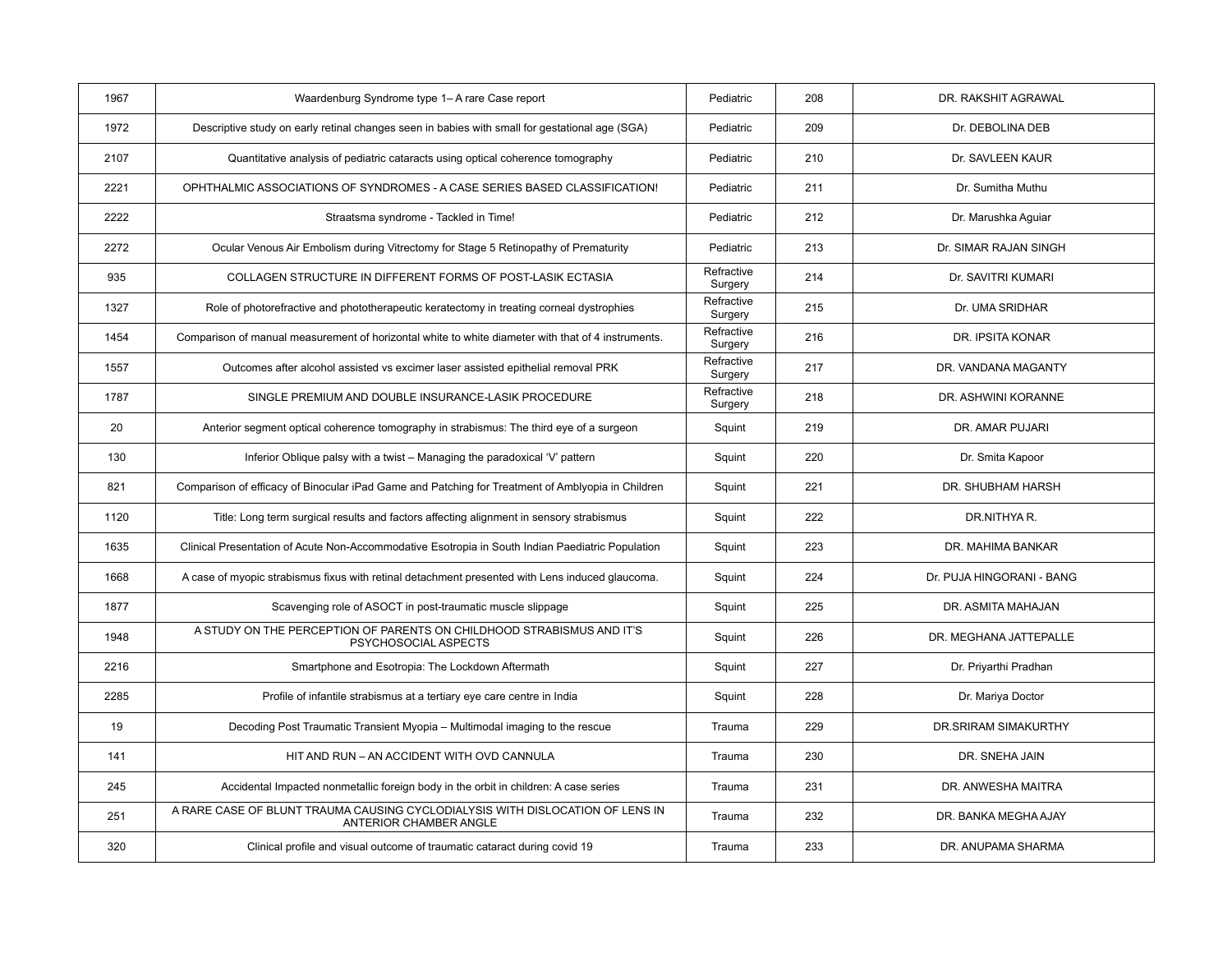| | | | | |
|---|---|---|---|---|
| 1967 | Waardenburg Syndrome type 1– A rare Case report | Pediatric | 208 | DR. RAKSHIT AGRAWAL |
| 1972 | Descriptive study on early retinal changes seen in babies with small for gestational age (SGA) | Pediatric | 209 | Dr. DEBOLINA DEB |
| 2107 | Quantitative analysis of pediatric cataracts using optical coherence tomography | Pediatric | 210 | Dr. SAVLEEN KAUR |
| 2221 | OPHTHALMIC ASSOCIATIONS OF SYNDROMES - A CASE SERIES BASED CLASSIFICATION! | Pediatric | 211 | Dr. Sumitha Muthu |
| 2222 | Straatsma syndrome - Tackled in Time! | Pediatric | 212 | Dr. Marushka Aguiar |
| 2272 | Ocular Venous Air Embolism during Vitrectomy for Stage 5 Retinopathy of Prematurity | Pediatric | 213 | DR. SIMAR RAJAN SINGH |
| 935 | COLLAGEN STRUCTURE IN DIFFERENT FORMS OF POST-LASIK ECTASIA | Refractive Surgery | 214 | Dr. SAVITRI KUMARI |
| 1327 | Role of photorefractive and phototherapeutic keratectomy in treating corneal dystrophies | Refractive Surgery | 215 | Dr. UMA SRIDHAR |
| 1454 | Comparison of manual measurement of horizontal white to white diameter with that of 4 instruments. | Refractive Surgery | 216 | DR. IPSITA KONAR |
| 1557 | Outcomes after alcohol assisted vs excimer laser assisted epithelial removal PRK | Refractive Surgery | 217 | DR. VANDANA MAGANTY |
| 1787 | SINGLE PREMIUM AND DOUBLE INSURANCE-LASIK PROCEDURE | Refractive Surgery | 218 | DR. ASHWINI KORANNE |
| 20 | Anterior segment optical coherence tomography in strabismus: The third eye of a surgeon | Squint | 219 | DR. AMAR PUJARI |
| 130 | Inferior Oblique palsy with a twist – Managing the paradoxical 'V' pattern | Squint | 220 | Dr. Smita Kapoor |
| 821 | Comparison of efficacy of Binocular iPad Game and Patching for Treatment of Amblyopia in Children | Squint | 221 | DR. SHUBHAM HARSH |
| 1120 | Title: Long term surgical results and factors affecting alignment in sensory strabismus | Squint | 222 | DR.NITHYA R. |
| 1635 | Clinical Presentation of Acute Non-Accommodative Esotropia in South Indian Paediatric Population | Squint | 223 | DR. MAHIMA BANKAR |
| 1668 | A case of myopic strabismus fixus with retinal detachment presented with Lens induced glaucoma. | Squint | 224 | Dr. PUJA HINGORANI - BANG |
| 1877 | Scavenging role of ASOCT in post-traumatic muscle slippage | Squint | 225 | DR. ASMITA MAHAJAN |
| 1948 | A STUDY ON THE PERCEPTION OF PARENTS ON CHILDHOOD STRABISMUS AND IT'S PSYCHOSOCIAL ASPECTS | Squint | 226 | DR. MEGHANA JATTEPALLE |
| 2216 | Smartphone and Esotropia: The Lockdown Aftermath | Squint | 227 | Dr. Priyarthi Pradhan |
| 2285 | Profile of infantile strabismus at a tertiary eye care centre in India | Squint | 228 | Dr. Mariya Doctor |
| 19 | Decoding Post Traumatic Transient Myopia – Multimodal imaging to the rescue | Trauma | 229 | DR.SRIRAM SIMAKURTHY |
| 141 | HIT AND RUN – AN ACCIDENT WITH OVD CANNULA | Trauma | 230 | DR. SNEHA JAIN |
| 245 | Accidental Impacted nonmetallic foreign body in the orbit in children: A case series | Trauma | 231 | DR. ANWESHA MAITRA |
| 251 | A RARE CASE OF BLUNT TRAUMA CAUSING CYCLODIALYSIS WITH DISLOCATION OF LENS IN ANTERIOR CHAMBER ANGLE | Trauma | 232 | DR. BANKA MEGHA AJAY |
| 320 | Clinical profile and visual outcome of traumatic cataract during covid 19 | Trauma | 233 | DR. ANUPAMA SHARMA |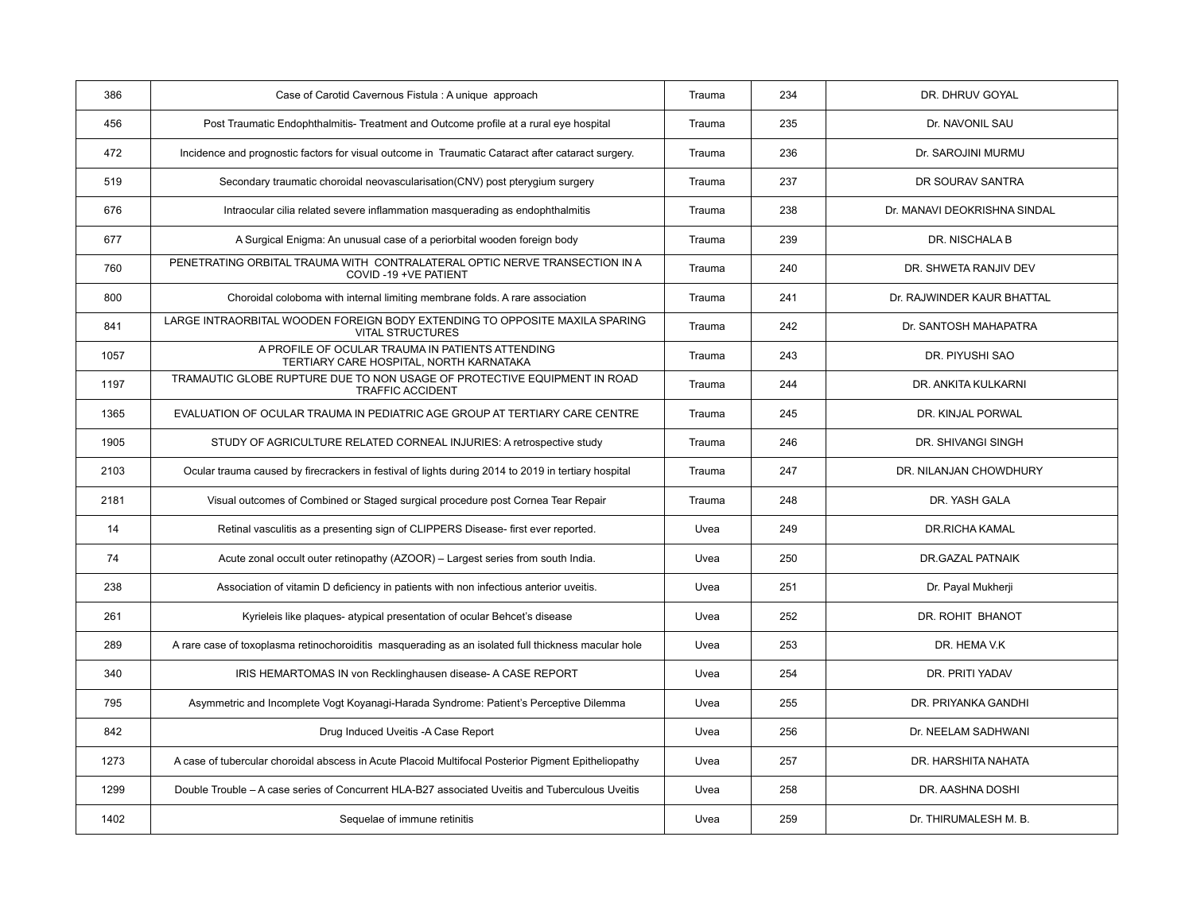| 386 | Case of Carotid Cavernous Fistula : A unique approach | Trauma | 234 | DR. DHRUV GOYAL |
|---|---|---|---|---|
| 456 | Post Traumatic Endophthalmitis- Treatment and Outcome profile at a rural eye hospital | Trauma | 235 | Dr. NAVONIL SAU |
| 472 | Incidence and prognostic factors for visual outcome in Traumatic Cataract after cataract surgery. | Trauma | 236 | Dr. SAROJINI MURMU |
| 519 | Secondary traumatic choroidal neovascularisation(CNV) post pterygium surgery | Trauma | 237 | DR SOURAV SANTRA |
| 676 | Intraocular cilia related severe inflammation masquerading as endophthalmitis | Trauma | 238 | Dr. MANAVI DEOKRISHNA SINDAL |
| 677 | A Surgical Enigma: An unusual case of a periorbital wooden foreign body | Trauma | 239 | DR. NISCHALA B |
| 760 | PENETRATING ORBITAL TRAUMA WITH CONTRALATERAL OPTIC NERVE TRANSECTION IN A COVID -19 +VE PATIENT | Trauma | 240 | DR. SHWETA RANJIV DEV |
| 800 | Choroidal coloboma with internal limiting membrane folds. A rare association | Trauma | 241 | Dr. RAJWINDER KAUR BHATTAL |
| 841 | LARGE INTRAORBITAL WOODEN FOREIGN BODY EXTENDING TO OPPOSITE MAXILA SPARING VITAL STRUCTURES | Trauma | 242 | Dr. SANTOSH MAHAPATRA |
| 1057 | A PROFILE OF OCULAR TRAUMA IN PATIENTS ATTENDING TERTIARY CARE HOSPITAL, NORTH KARNATAKA | Trauma | 243 | DR. PIYUSHI SAO |
| 1197 | TRAMAUTIC GLOBE RUPTURE DUE TO NON USAGE OF PROTECTIVE EQUIPMENT IN ROAD TRAFFIC ACCIDENT | Trauma | 244 | DR. ANKITA KULKARNI |
| 1365 | EVALUATION OF OCULAR TRAUMA IN PEDIATRIC AGE GROUP AT TERTIARY CARE CENTRE | Trauma | 245 | DR. KINJAL PORWAL |
| 1905 | STUDY OF AGRICULTURE RELATED CORNEAL INJURIES: A retrospective study | Trauma | 246 | DR. SHIVANGI SINGH |
| 2103 | Ocular trauma caused by firecrackers in festival of lights during 2014 to 2019 in tertiary hospital | Trauma | 247 | DR. NILANJAN CHOWDHURY |
| 2181 | Visual outcomes of Combined or Staged surgical procedure post Cornea Tear Repair | Trauma | 248 | DR. YASH GALA |
| 14 | Retinal vasculitis as a presenting sign of CLIPPERS Disease- first ever reported. | Uvea | 249 | DR.RICHA KAMAL |
| 74 | Acute zonal occult outer retinopathy (AZOOR) – Largest series from south India. | Uvea | 250 | DR.GAZAL PATNAIK |
| 238 | Association of vitamin D deficiency in patients with non infectious anterior uveitis. | Uvea | 251 | Dr. Payal Mukherji |
| 261 | Kyrieleis like plaques- atypical presentation of ocular Behcet's disease | Uvea | 252 | DR. ROHIT BHANOT |
| 289 | A rare case of toxoplasma retinochoroiditis masquerading as an isolated full thickness macular hole | Uvea | 253 | DR. HEMA V.K |
| 340 | IRIS HEMARTOMAS IN von Recklinghausen disease- A CASE REPORT | Uvea | 254 | DR. PRITI YADAV |
| 795 | Asymmetric and Incomplete Vogt Koyanagi-Harada Syndrome: Patient's Perceptive Dilemma | Uvea | 255 | DR. PRIYANKA GANDHI |
| 842 | Drug Induced Uveitis -A Case Report | Uvea | 256 | Dr. NEELAM SADHWANI |
| 1273 | A case of tubercular choroidal abscess in Acute Placoid Multifocal Posterior Pigment Epitheliopathy | Uvea | 257 | DR. HARSHITA NAHATA |
| 1299 | Double Trouble – A case series of Concurrent HLA-B27 associated Uveitis and Tuberculous Uveitis | Uvea | 258 | DR. AASHNA DOSHI |
| 1402 | Sequelae of immune retinitis | Uvea | 259 | Dr. THIRUMALESH M. B. |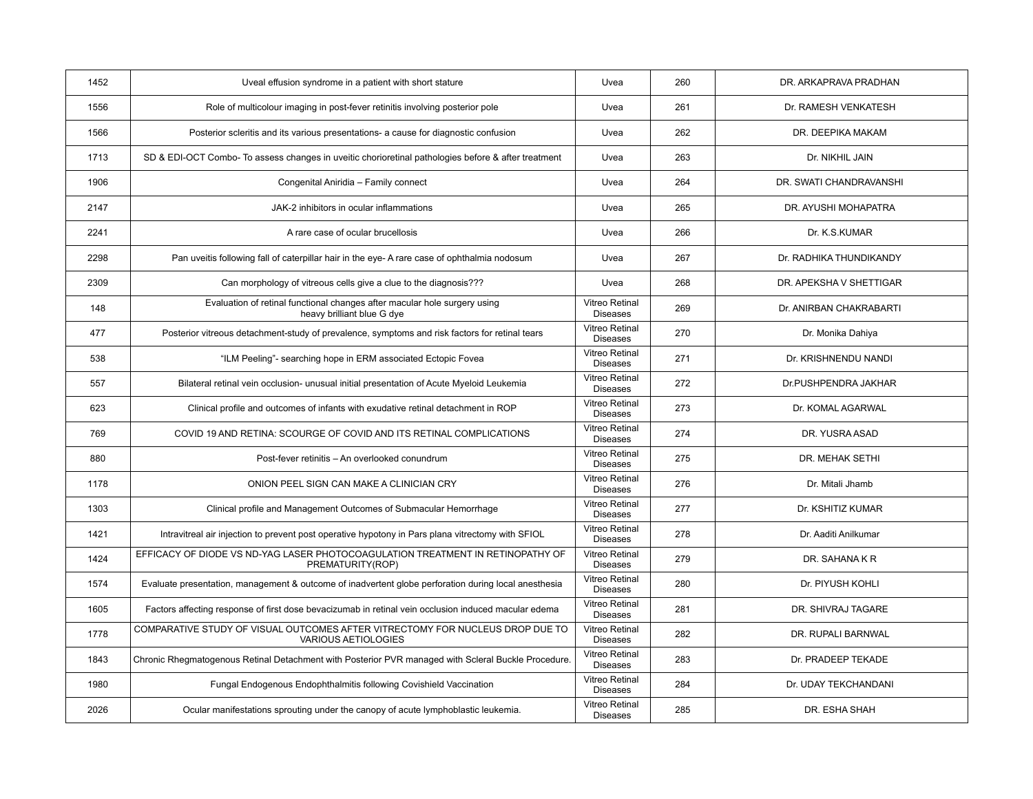| 1452 | Uveal effusion syndrome in a patient with short stature | Uvea | 260 | DR. ARKAPRAVA PRADHAN |
|---|---|---|---|---|
| 1556 | Role of multicolour imaging in post-fever retinitis involving posterior pole | Uvea | 261 | Dr. RAMESH VENKATESH |
| 1566 | Posterior scleritis and its various presentations- a cause for diagnostic confusion | Uvea | 262 | DR. DEEPIKA MAKAM |
| 1713 | SD & EDI-OCT Combo- To assess changes in uveitic chorioretinal pathologies before & after treatment | Uvea | 263 | Dr. NIKHIL JAIN |
| 1906 | Congenital Aniridia – Family connect | Uvea | 264 | DR. SWATI CHANDRAVANSHI |
| 2147 | JAK-2 inhibitors in ocular inflammations | Uvea | 265 | DR. AYUSHI MOHAPATRA |
| 2241 | A rare case of ocular brucellosis | Uvea | 266 | Dr. K.S.KUMAR |
| 2298 | Pan uveitis following fall of caterpillar hair in the eye- A rare case of ophthalmia nodosum | Uvea | 267 | Dr. RADHIKA THUNDIKANDY |
| 2309 | Can morphology of vitreous cells give a clue to the diagnosis??? | Uvea | 268 | DR. APEKSHA V SHETTIGAR |
| 148 | Evaluation of retinal functional changes after macular hole surgery using heavy brilliant blue G dye | Vitreo Retinal Diseases | 269 | Dr. ANIRBAN CHAKRABARTI |
| 477 | Posterior vitreous detachment-study of prevalence, symptoms and risk factors for retinal tears | Vitreo Retinal Diseases | 270 | Dr. Monika Dahiya |
| 538 | "ILM Peeling"- searching hope in ERM associated Ectopic Fovea | Vitreo Retinal Diseases | 271 | Dr. KRISHNENDU NANDI |
| 557 | Bilateral retinal vein occlusion- unusual initial presentation of Acute Myeloid Leukemia | Vitreo Retinal Diseases | 272 | Dr.PUSHPENDRA JAKHAR |
| 623 | Clinical profile and outcomes of infants with exudative retinal detachment in ROP | Vitreo Retinal Diseases | 273 | Dr. KOMAL AGARWAL |
| 769 | COVID 19 AND RETINA: SCOURGE OF COVID AND ITS RETINAL COMPLICATIONS | Vitreo Retinal Diseases | 274 | DR. YUSRA ASAD |
| 880 | Post-fever retinitis – An overlooked conundrum | Vitreo Retinal Diseases | 275 | DR. MEHAK SETHI |
| 1178 | ONION PEEL SIGN CAN MAKE A CLINICIAN CRY | Vitreo Retinal Diseases | 276 | Dr. Mitali Jhamb |
| 1303 | Clinical profile and Management Outcomes of Submacular Hemorrhage | Vitreo Retinal Diseases | 277 | Dr. KSHITIZ KUMAR |
| 1421 | Intravitreal air injection to prevent post operative hypotony in Pars plana vitrectomy with SFIOL | Vitreo Retinal Diseases | 278 | Dr. Aaditi Anilkumar |
| 1424 | EFFICACY OF DIODE VS ND-YAG LASER PHOTOCOAGULATION TREATMENT IN RETINOPATHY OF PREMATURITY(ROP) | Vitreo Retinal Diseases | 279 | DR. SAHANA K R |
| 1574 | Evaluate presentation, management & outcome of inadvertent globe perforation during local anesthesia | Vitreo Retinal Diseases | 280 | Dr. PIYUSH KOHLI |
| 1605 | Factors affecting response of first dose bevacizumab in retinal vein occlusion induced macular edema | Vitreo Retinal Diseases | 281 | DR. SHIVRAJ TAGARE |
| 1778 | COMPARATIVE STUDY OF VISUAL OUTCOMES AFTER VITRECTOMY FOR NUCLEUS DROP DUE TO VARIOUS AETIOLOGIES | Vitreo Retinal Diseases | 282 | DR. RUPALI BARNWAL |
| 1843 | Chronic Rhegmatogenous Retinal Detachment with Posterior PVR managed with Scleral Buckle Procedure. | Vitreo Retinal Diseases | 283 | Dr. PRADEEP TEKADE |
| 1980 | Fungal Endogenous Endophthalmitis following Covishield Vaccination | Vitreo Retinal Diseases | 284 | Dr. UDAY TEKCHANDANI |
| 2026 | Ocular manifestations sprouting under the canopy of acute lymphoblastic leukemia. | Vitreo Retinal Diseases | 285 | DR. ESHA SHAH |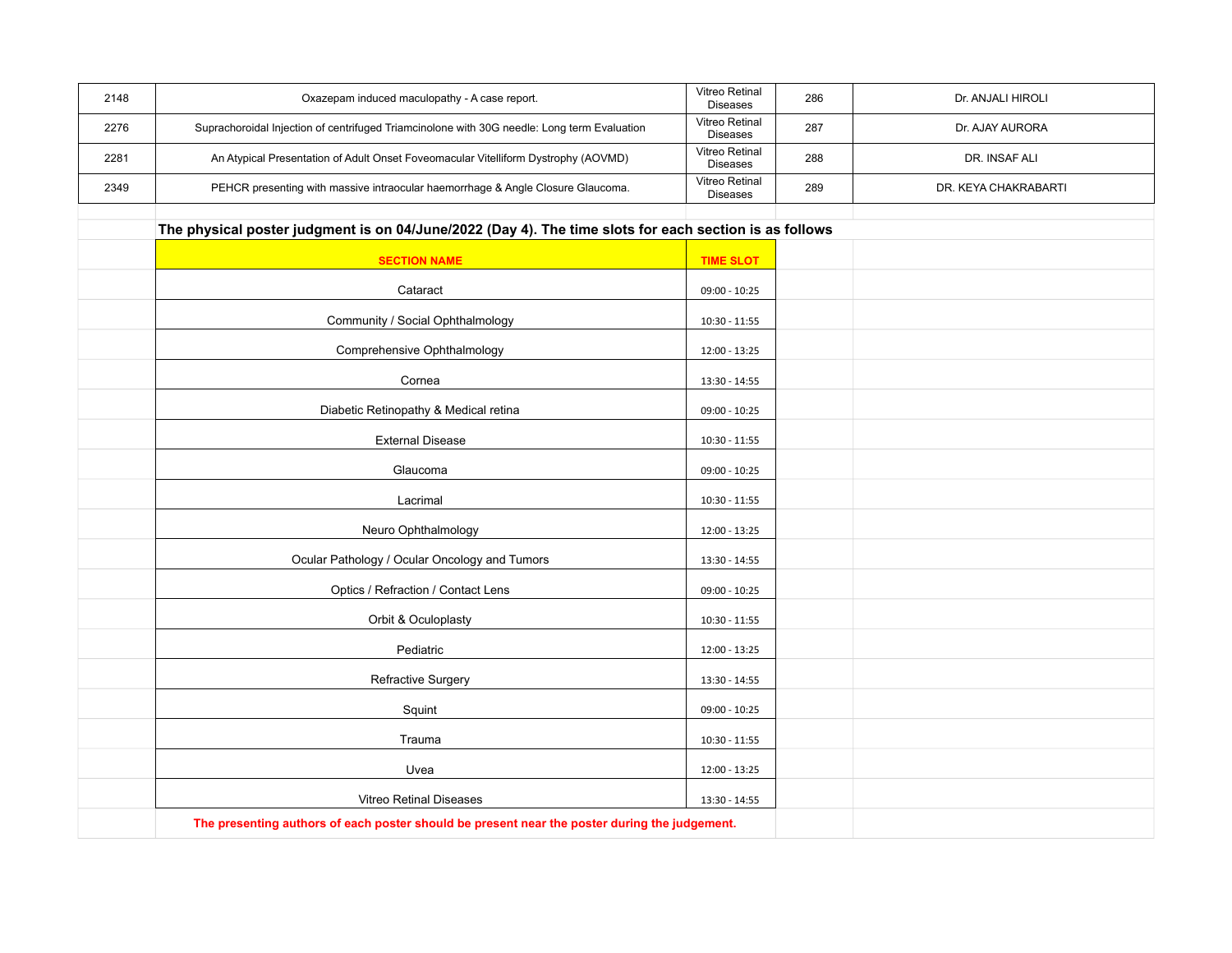| | | | | |
|---|---|---|---|---|
| 2148 | Oxazepam induced maculopathy - A case report. | Vitreo Retinal Diseases | 286 | Dr. ANJALI HIROLI |
| 2276 | Suprachoroidal Injection of centrifuged Triamcinolone with 30G needle: Long term Evaluation | Vitreo Retinal Diseases | 287 | Dr. AJAY AURORA |
| 2281 | An Atypical Presentation of Adult Onset Foveomacular Vitelliform Dystrophy (AOVMD) | Vitreo Retinal Diseases | 288 | DR. INSAF ALI |
| 2349 | PEHCR presenting with massive intraocular haemorrhage & Angle Closure Glaucoma. | Vitreo Retinal Diseases | 289 | DR. KEYA CHAKRABARTI |

**The physical poster judgment is on 04/June/2022 (Day 4). The time slots for each section is as follows**

| SECTION NAME | TIME SLOT |
|---|---|
| Cataract | 09:00 - 10:25 |
| Community / Social Ophthalmology | 10:30 - 11:55 |
| Comprehensive Ophthalmology | 12:00 - 13:25 |
| Cornea | 13:30 - 14:55 |
| Diabetic Retinopathy & Medical retina | 09:00 - 10:25 |
| External Disease | 10:30 - 11:55 |
| Glaucoma | 09:00 - 10:25 |
| Lacrimal | 10:30 - 11:55 |
| Neuro Ophthalmology | 12:00 - 13:25 |
| Ocular Pathology / Ocular Oncology and Tumors | 13:30 - 14:55 |
| Optics / Refraction / Contact Lens | 09:00 - 10:25 |
| Orbit & Oculoplasty | 10:30 - 11:55 |
| Pediatric | 12:00 - 13:25 |
| Refractive Surgery | 13:30 - 14:55 |
| Squint | 09:00 - 10:25 |
| Trauma | 10:30 - 11:55 |
| Uvea | 12:00 - 13:25 |
| Vitreo Retinal Diseases | 13:30 - 14:55 |

**The presenting authors of each poster should be present near the poster during the judgement.**